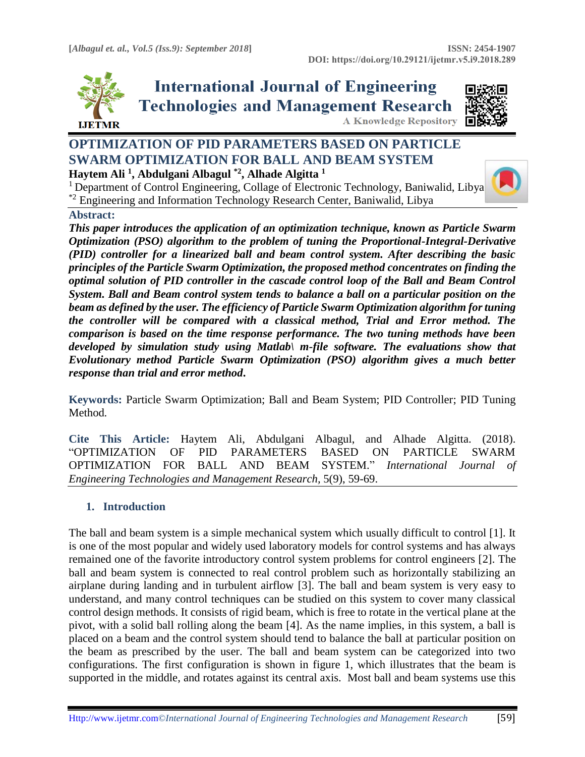# OPTIMIZATION OF PID PARAMETERS BASED ON PARTICLE SWARM OPTIMIZATION FOR BALL AND BEAM SYSTEM

**Haytem Ali [1], Abdulgani Albagul [*2], Alhade Algitta [1]**

[1] Department of Control Engineering, Collage of Electronic Technology, Baniwalid, Libya
[*2] Engineering and Information Technology Research Center, Baniwalid, Libya

**Abstract:**

***This paper introduces the application of an optimization technique, known as Particle Swarm Optimization (PSO) algorithm to the problem of tuning the Proportional-Integral-Derivative (PID) controller for a linearized ball and beam control system. After describing the basic principles of the Particle Swarm Optimization, the proposed method concentrates on finding the optimal solution of PID controller in the cascade control loop of the Ball and Beam Control System. Ball and Beam control system tends to balance a ball on a particular position on the beam as defined by the user. The efficiency of Particle Swarm Optimization algorithm for tuning the controller will be compared with a classical method, Trial and Error method. The comparison is based on the time response performance. The two tuning methods have been developed by simulation study using Matlab\ m-file software. The evaluations show that Evolutionary method Particle Swarm Optimization (PSO) algorithm gives a much better response than trial and error method.***

**Keywords:** Particle Swarm Optimization; Ball and Beam System; PID Controller; PID Tuning Method.

**Cite This Article:** Haytem Ali, Abdulgani Albagul, and Alhade Algitta. (2018). "OPTIMIZATION OF PID PARAMETERS BASED ON PARTICLE SWARM OPTIMIZATION FOR BALL AND BEAM SYSTEM." *International Journal of Engineering Technologies and Management Research*, 5(9), 59-69.

## 1. Introduction

The ball and beam system is a simple mechanical system which usually difficult to control [1]. It is one of the most popular and widely used laboratory models for control systems and has always remained one of the favorite introductory control system problems for control engineers [2]. The ball and beam system is connected to real control problem such as horizontally stabilizing an airplane during landing and in turbulent airflow [3]. The ball and beam system is very easy to understand, and many control techniques can be studied on this system to cover many classical control design methods. It consists of rigid beam, which is free to rotate in the vertical plane at the pivot, with a solid ball rolling along the beam [4]. As the name implies, in this system, a ball is placed on a beam and the control system should tend to balance the ball at particular position on the beam as prescribed by the user. The ball and beam system can be categorized into two configurations. The first configuration is shown in figure 1, which illustrates that the beam is supported in the middle, and rotates against its central axis. Most ball and beam systems use this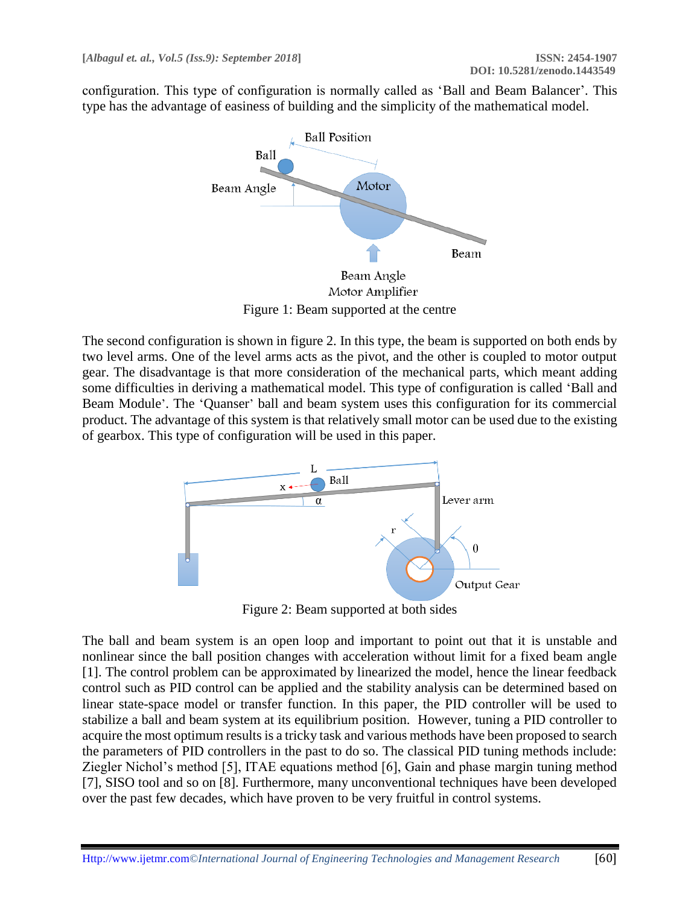configuration. This type of configuration is normally called as 'Ball and Beam Balancer'. This type has the advantage of easiness of building and the simplicity of the mathematical model.

Figure 1: Beam supported at the centre

The second configuration is shown in figure 2. In this type, the beam is supported on both ends by two level arms. One of the level arms acts as the pivot, and the other is coupled to motor output gear. The disadvantage is that more consideration of the mechanical parts, which meant adding some difficulties in deriving a mathematical model. This type of configuration is called 'Ball and Beam Module'. The 'Quanser' ball and beam system uses this configuration for its commercial product. The advantage of this system is that relatively small motor can be used due to the existing of gearbox. This type of configuration will be used in this paper.

Figure 2: Beam supported at both sides

The ball and beam system is an open loop and important to point out that it is unstable and nonlinear since the ball position changes with acceleration without limit for a fixed beam angle [1]. The control problem can be approximated by linearized the model, hence the linear feedback control such as PID control can be applied and the stability analysis can be determined based on linear state-space model or transfer function. In this paper, the PID controller will be used to stabilize a ball and beam system at its equilibrium position. However, tuning a PID controller to acquire the most optimum results is a tricky task and various methods have been proposed to search the parameters of PID controllers in the past to do so. The classical PID tuning methods include: Ziegler Nichol's method [5], ITAE equations method [6], Gain and phase margin tuning method [7], SISO tool and so on [8]. Furthermore, many unconventional techniques have been developed over the past few decades, which have proven to be very fruitful in control systems.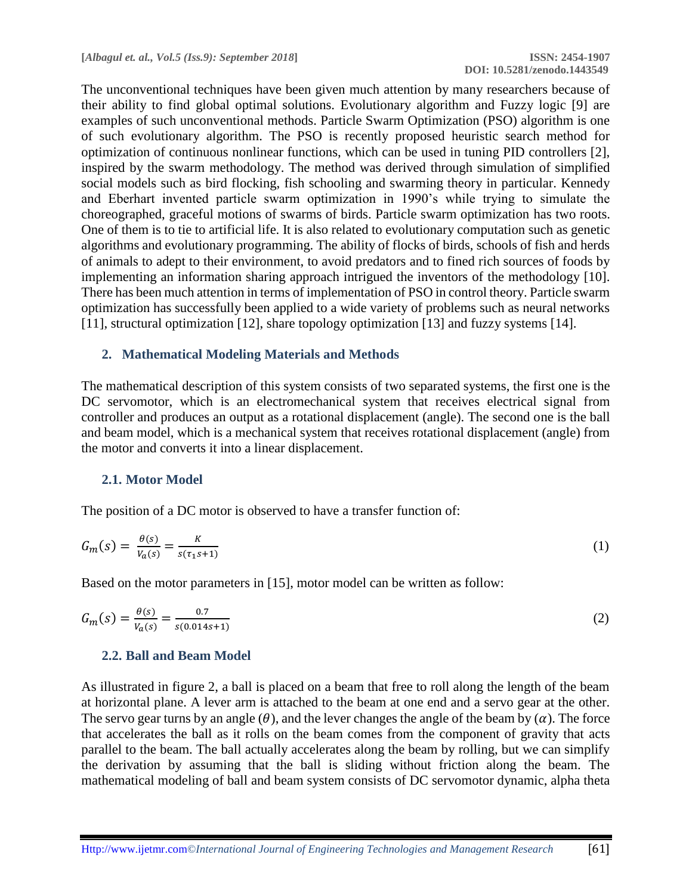The unconventional techniques have been given much attention by many researchers because of their ability to find global optimal solutions. Evolutionary algorithm and Fuzzy logic [9] are examples of such unconventional methods. Particle Swarm Optimization (PSO) algorithm is one of such evolutionary algorithm. The PSO is recently proposed heuristic search method for optimization of continuous nonlinear functions, which can be used in tuning PID controllers [2], inspired by the swarm methodology. The method was derived through simulation of simplified social models such as bird flocking, fish schooling and swarming theory in particular. Kennedy and Eberhart invented particle swarm optimization in 1990's while trying to simulate the choreographed, graceful motions of swarms of birds. Particle swarm optimization has two roots. One of them is to tie to artificial life. It is also related to evolutionary computation such as genetic algorithms and evolutionary programming. The ability of flocks of birds, schools of fish and herds of animals to adept to their environment, to avoid predators and to fined rich sources of foods by implementing an information sharing approach intrigued the inventors of the methodology [10]. There has been much attention in terms of implementation of PSO in control theory. Particle swarm optimization has successfully been applied to a wide variety of problems such as neural networks [11], structural optimization [12], share topology optimization [13] and fuzzy systems [14].

## 2. Mathematical Modeling Materials and Methods

The mathematical description of this system consists of two separated systems, the first one is the DC servomotor, which is an electromechanical system that receives electrical signal from controller and produces an output as a rotational displacement (angle). The second one is the ball and beam model, which is a mechanical system that receives rotational displacement (angle) from the motor and converts it into a linear displacement.

### 2.1. Motor Model

The position of a DC motor is observed to have a transfer function of:

$$G_m(s) = \frac{\theta(s)}{V_a(s)} = \frac{K}{s(\tau_1 s+1)} \tag{1}$$

Based on the motor parameters in [15], motor model can be written as follow:

$$G_m(s) = \frac{\theta(s)}{V_a(s)} = \frac{0.7}{s(0.014s+1)} \tag{2}$$

### 2.2. Ball and Beam Model

As illustrated in figure 2, a ball is placed on a beam that free to roll along the length of the beam at horizontal plane. A lever arm is attached to the beam at one end and a servo gear at the other. The servo gear turns by an angle ($\theta$), and the lever changes the angle of the beam by ($\alpha$). The force that accelerates the ball as it rolls on the beam comes from the component of gravity that acts parallel to the beam. The ball actually accelerates along the beam by rolling, but we can simplify the derivation by assuming that the ball is sliding without friction along the beam. The mathematical modeling of ball and beam system consists of DC servomotor dynamic, alpha theta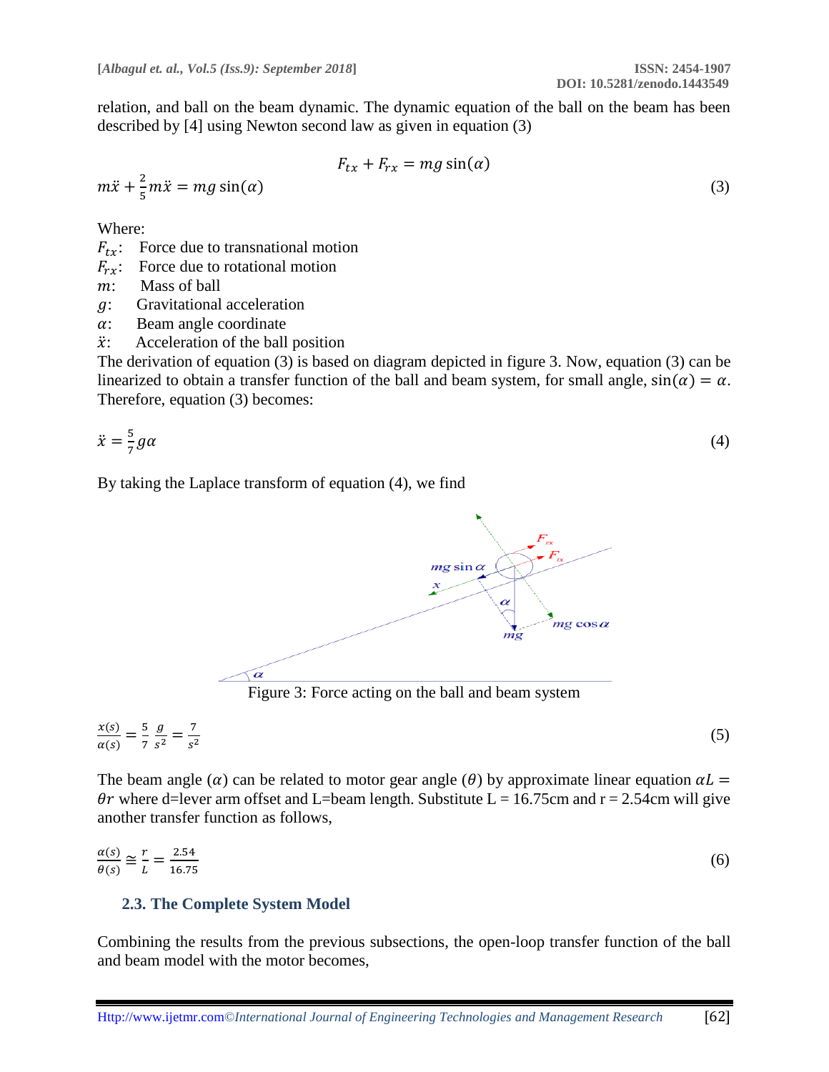relation, and ball on the beam dynamic. The dynamic equation of the ball on the beam has been described by [4] using Newton second law as given in equation (3)

$$F_{tx} + F_{rx} = mg\sin(\alpha)$$

$$m\ddot{x} + \frac{2}{5}m\ddot{x} = mg\sin(\alpha) \tag{3}$$

Where:

$F_{tx}$: Force due to transnational motion
$F_{rx}$: Force due to rotational motion
$m$: Mass of ball
$g$: Gravitational acceleration
$\alpha$: Beam angle coordinate
$\ddot{x}$: Acceleration of the ball position

The derivation of equation (3) is based on diagram depicted in figure 3. Now, equation (3) can be linearized to obtain a transfer function of the ball and beam system, for small angle, $\sin(\alpha) = \alpha$. Therefore, equation (3) becomes:

$$\ddot{x} = \frac{5}{7}g\alpha \tag{4}$$

By taking the Laplace transform of equation (4), we find

Figure 3: Force acting on the ball and beam system

$$\frac{x(s)}{\alpha(s)} = \frac{5}{7}\frac{g}{s^2} = \frac{7}{s^2} \tag{5}$$

The beam angle ($\alpha$) can be related to motor gear angle ($\theta$) by approximate linear equation $\alpha L = \theta r$ where d=lever arm offset and L=beam length. Substitute L = 16.75cm and r = 2.54cm will give another transfer function as follows,

$$\frac{\alpha(s)}{\theta(s)} \cong \frac{r}{L} = \frac{2.54}{16.75} \tag{6}$$

### 2.3. The Complete System Model

Combining the results from the previous subsections, the open-loop transfer function of the ball and beam model with the motor becomes,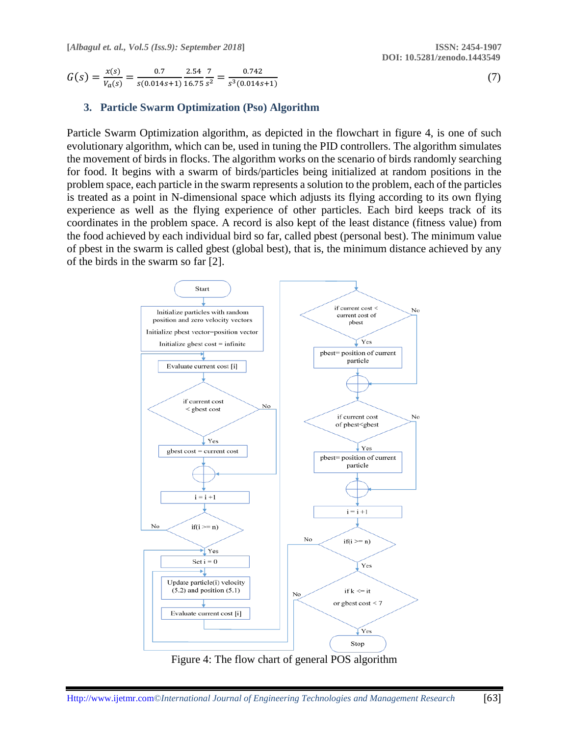$$G(s) = \frac{x(s)}{V_a(s)} = \frac{0.7}{s(0.014s+1)} \frac{2.54}{16.75} \frac{7}{s^2} = \frac{0.742}{s^3(0.014s+1)} \tag{7}$$

## 3. Particle Swarm Optimization (Pso) Algorithm

Particle Swarm Optimization algorithm, as depicted in the flowchart in figure 4, is one of such evolutionary algorithm, which can be, used in tuning the PID controllers. The algorithm simulates the movement of birds in flocks. The algorithm works on the scenario of birds randomly searching for food. It begins with a swarm of birds/particles being initialized at random positions in the problem space, each particle in the swarm represents a solution to the problem, each of the particles is treated as a point in N-dimensional space which adjusts its flying according to its own flying experience as well as the flying experience of other particles. Each bird keeps track of its coordinates in the problem space. A record is also kept of the least distance (fitness value) from the food achieved by each individual bird so far, called pbest (personal best). The minimum value of pbest in the swarm is called gbest (global best), that is, the minimum distance achieved by any of the birds in the swarm so far [2].

Figure 4: The flow chart of general POS algorithm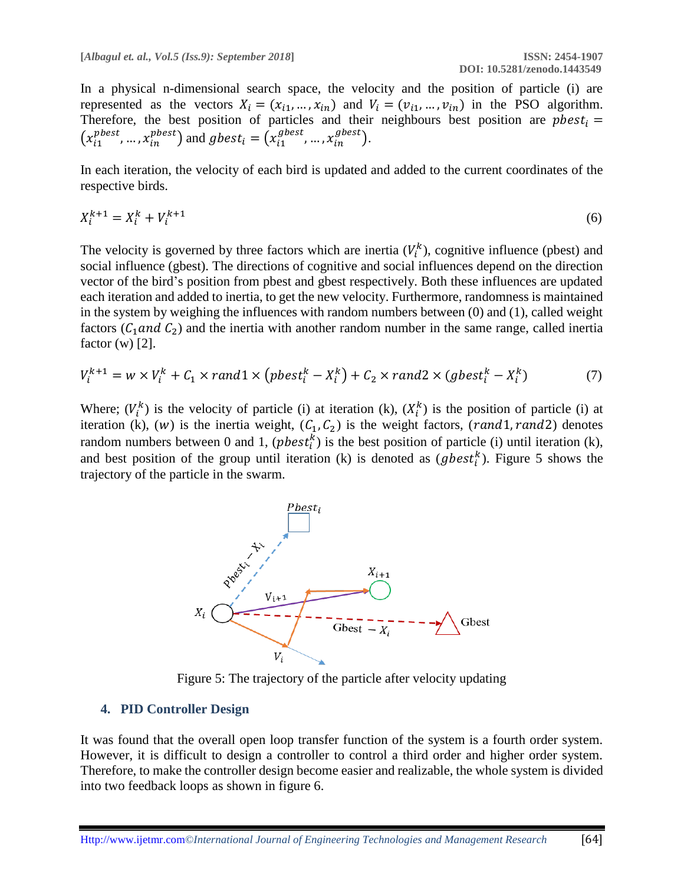In a physical n-dimensional search space, the velocity and the position of particle (i) are represented as the vectors $X_i = (x_{i1}, \ldots, x_{in})$ and $V_i = (v_{i1}, \ldots, v_{in})$ in the PSO algorithm. Therefore, the best position of particles and their neighbours best position are $pbest_i = (x_{i1}^{pbest}, \ldots, x_{in}^{pbest})$ and $gbest_i = (x_{i1}^{gbest}, \ldots, x_{in}^{gbest})$.

In each iteration, the velocity of each bird is updated and added to the current coordinates of the respective birds.

$$X_i^{k+1} = X_i^k + V_i^{k+1} \tag{6}$$

The velocity is governed by three factors which are inertia ($V_i^k$), cognitive influence (pbest) and social influence (gbest). The directions of cognitive and social influences depend on the direction vector of the bird's position from pbest and gbest respectively. Both these influences are updated each iteration and added to inertia, to get the new velocity. Furthermore, randomness is maintained in the system by weighing the influences with random numbers between (0) and (1), called weight factors ($C_1 and\ C_2$) and the inertia with another random number in the same range, called inertia factor (w) [2].

$$V_i^{k+1} = w \times V_i^k + C_1 \times rand1 \times \left(pbest_i^k - X_i^k\right) + C_2 \times rand2 \times (gbest_i^k - X_i^k) \tag{7}$$

Where; ($V_i^k$) is the velocity of particle (i) at iteration (k), ($X_i^k$) is the position of particle (i) at iteration (k), ($w$) is the inertia weight, ($C_1, C_2$) is the weight factors, ($rand1, rand2$) denotes random numbers between 0 and 1, ($pbest_i^k$) is the best position of particle (i) until iteration (k), and best position of the group until iteration (k) is denoted as ($gbest_i^k$). Figure 5 shows the trajectory of the particle in the swarm.

Figure 5: The trajectory of the particle after velocity updating

## 4. PID Controller Design

It was found that the overall open loop transfer function of the system is a fourth order system. However, it is difficult to design a controller to control a third order and higher order system. Therefore, to make the controller design become easier and realizable, the whole system is divided into two feedback loops as shown in figure 6.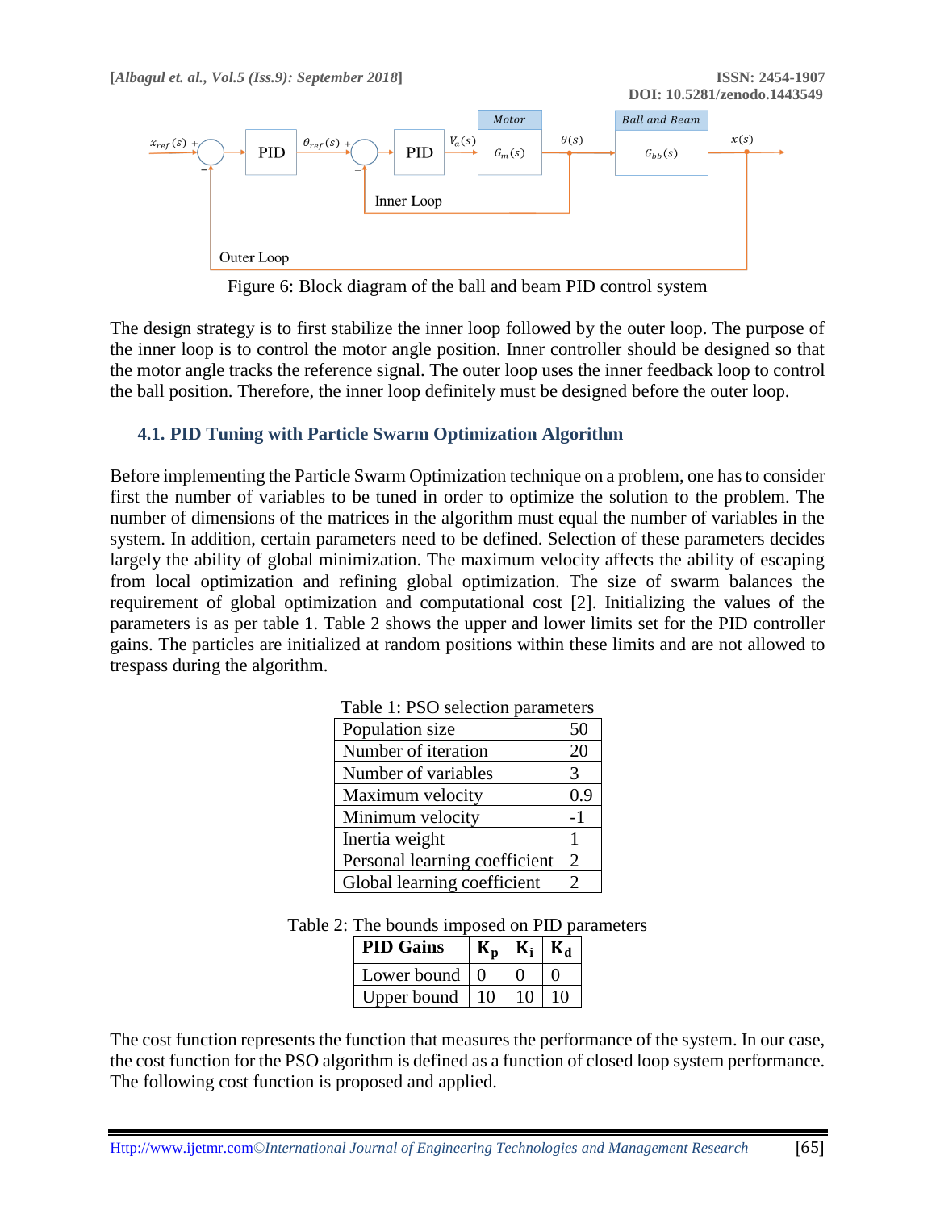Figure 6: Block diagram of the ball and beam PID control system

The design strategy is to first stabilize the inner loop followed by the outer loop. The purpose of the inner loop is to control the motor angle position. Inner controller should be designed so that the motor angle tracks the reference signal. The outer loop uses the inner feedback loop to control the ball position. Therefore, the inner loop definitely must be designed before the outer loop.

### 4.1. PID Tuning with Particle Swarm Optimization Algorithm

Before implementing the Particle Swarm Optimization technique on a problem, one has to consider first the number of variables to be tuned in order to optimize the solution to the problem. The number of dimensions of the matrices in the algorithm must equal the number of variables in the system. In addition, certain parameters need to be defined. Selection of these parameters decides largely the ability of global minimization. The maximum velocity affects the ability of escaping from local optimization and refining global optimization. The size of swarm balances the requirement of global optimization and computational cost [2]. Initializing the values of the parameters is as per table 1. Table 2 shows the upper and lower limits set for the PID controller gains. The particles are initialized at random positions within these limits and are not allowed to trespass during the algorithm.

Table 1: PSO selection parameters

| Parameter | Value |
|---|---|
| Population size | 50 |
| Number of iteration | 20 |
| Number of variables | 3 |
| Maximum velocity | 0.9 |
| Minimum velocity | -1 |
| Inertia weight | 1 |
| Personal learning coefficient | 2 |
| Global learning coefficient | 2 |

Table 2: The bounds imposed on PID parameters

| PID Gains | $K_p$ | $K_i$ | $K_d$ |
|---|---|---|---|
| Lower bound | 0 | 0 | 0 |
| Upper bound | 10 | 10 | 10 |

The cost function represents the function that measures the performance of the system. In our case, the cost function for the PSO algorithm is defined as a function of closed loop system performance. The following cost function is proposed and applied.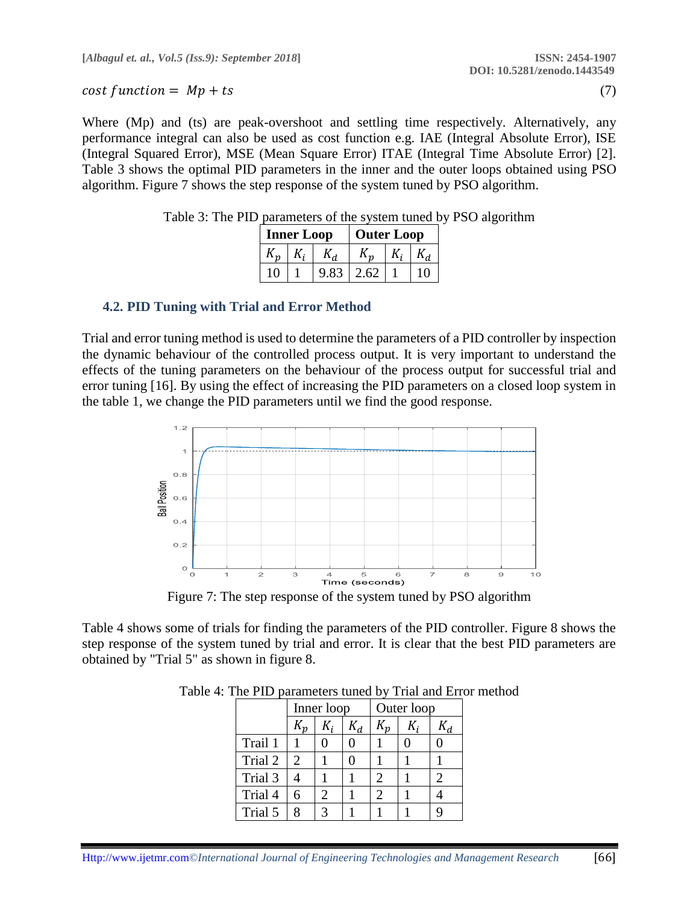$$cost\ function = Mp + ts \tag{7}$$

Where (Mp) and (ts) are peak-overshoot and settling time respectively. Alternatively, any performance integral can also be used as cost function e.g. IAE (Integral Absolute Error), ISE (Integral Squared Error), MSE (Mean Square Error) ITAE (Integral Time Absolute Error) [2]. Table 3 shows the optimal PID parameters in the inner and the outer loops obtained using PSO algorithm. Figure 7 shows the step response of the system tuned by PSO algorithm.

Table 3: The PID parameters of the system tuned by PSO algorithm

| **Inner Loop** | | | **Outer Loop** | | |
|---|---|---|---|---|---|
| $K_p$ | $K_i$ | $K_d$ | $K_p$ | $K_i$ | $K_d$ |
| 10 | 1 | 9.83 | 2.62 | 1 | 10 |

### 4.2. PID Tuning with Trial and Error Method

Trial and error tuning method is used to determine the parameters of a PID controller by inspection the dynamic behaviour of the controlled process output. It is very important to understand the effects of the tuning parameters on the behaviour of the process output for successful trial and error tuning [16]. By using the effect of increasing the PID parameters on a closed loop system in the table 1, we change the PID parameters until we find the good response.

Figure 7: The step response of the system tuned by PSO algorithm

Table 4 shows some of trials for finding the parameters of the PID controller. Figure 8 shows the step response of the system tuned by trial and error. It is clear that the best PID parameters are obtained by "Trial 5" as shown in figure 8.

Table 4: The PID parameters tuned by Trial and Error method

| | Inner loop | | | Outer loop | | |
|---|---|---|---|---|---|---|
| | $K_p$ | $K_i$ | $K_d$ | $K_p$ | $K_i$ | $K_d$ |
| Trail 1 | 1 | 0 | 0 | 1 | 0 | 0 |
| Trial 2 | 2 | 1 | 0 | 1 | 1 | 1 |
| Trial 3 | 4 | 1 | 1 | 2 | 1 | 2 |
| Trial 4 | 6 | 2 | 1 | 2 | 1 | 4 |
| Trial 5 | 8 | 3 | 1 | 1 | 1 | 9 |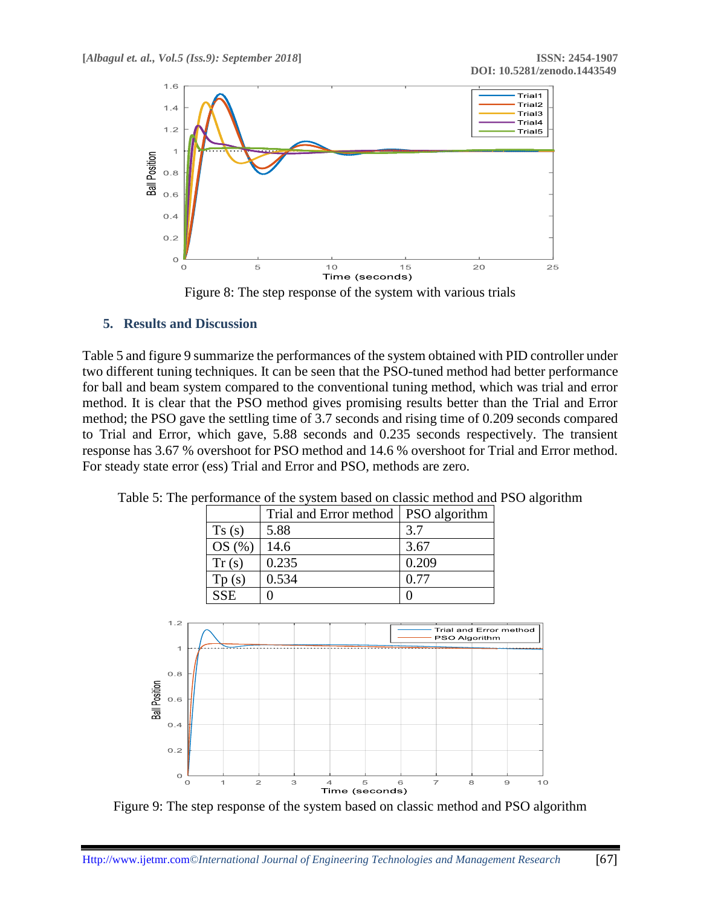Figure 8: The step response of the system with various trials

## 5. Results and Discussion

Table 5 and figure 9 summarize the performances of the system obtained with PID controller under two different tuning techniques. It can be seen that the PSO-tuned method had better performance for ball and beam system compared to the conventional tuning method, which was trial and error method. It is clear that the PSO method gives promising results better than the Trial and Error method; the PSO gave the settling time of 3.7 seconds and rising time of 0.209 seconds compared to Trial and Error, which gave, 5.88 seconds and 0.235 seconds respectively. The transient response has 3.67 % overshoot for PSO method and 14.6 % overshoot for Trial and Error method. For steady state error (ess) Trial and Error and PSO, methods are zero.

Table 5: The performance of the system based on classic method and PSO algorithm

| | Trial and Error method | PSO algorithm |
|---|---|---|
| Ts (s) | 5.88 | 3.7 |
| OS (%) | 14.6 | 3.67 |
| Tr (s) | 0.235 | 0.209 |
| Tp (s) | 0.534 | 0.77 |
| SSE | 0 | 0 |

Figure 9: The step response of the system based on classic method and PSO algorithm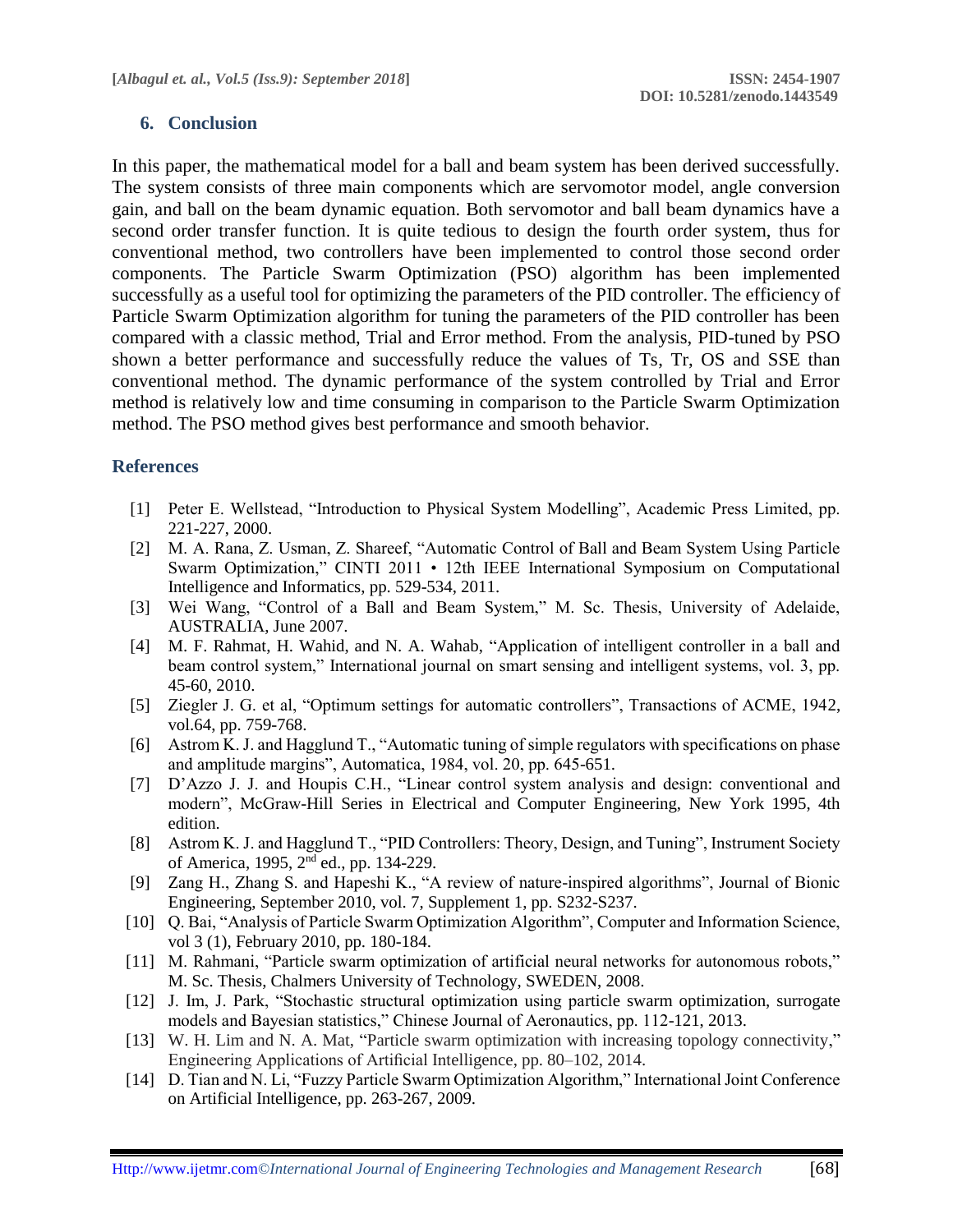## 6. Conclusion

In this paper, the mathematical model for a ball and beam system has been derived successfully. The system consists of three main components which are servomotor model, angle conversion gain, and ball on the beam dynamic equation. Both servomotor and ball beam dynamics have a second order transfer function. It is quite tedious to design the fourth order system, thus for conventional method, two controllers have been implemented to control those second order components. The Particle Swarm Optimization (PSO) algorithm has been implemented successfully as a useful tool for optimizing the parameters of the PID controller. The efficiency of Particle Swarm Optimization algorithm for tuning the parameters of the PID controller has been compared with a classic method, Trial and Error method. From the analysis, PID-tuned by PSO shown a better performance and successfully reduce the values of Ts, Tr, OS and SSE than conventional method. The dynamic performance of the system controlled by Trial and Error method is relatively low and time consuming in comparison to the Particle Swarm Optimization method. The PSO method gives best performance and smooth behavior.

## References

[1] Peter E. Wellstead, "Introduction to Physical System Modelling", Academic Press Limited, pp. 221-227, 2000.

[2] M. A. Rana, Z. Usman, Z. Shareef, "Automatic Control of Ball and Beam System Using Particle Swarm Optimization," CINTI 2011 • 12th IEEE International Symposium on Computational Intelligence and Informatics, pp. 529-534, 2011.

[3] Wei Wang, "Control of a Ball and Beam System," M. Sc. Thesis, University of Adelaide, AUSTRALIA, June 2007.

[4] M. F. Rahmat, H. Wahid, and N. A. Wahab, "Application of intelligent controller in a ball and beam control system," International journal on smart sensing and intelligent systems, vol. 3, pp. 45-60, 2010.

[5] Ziegler J. G. et al, "Optimum settings for automatic controllers", Transactions of ACME, 1942, vol.64, pp. 759-768.

[6] Astrom K. J. and Hagglund T., "Automatic tuning of simple regulators with specifications on phase and amplitude margins", Automatica, 1984, vol. 20, pp. 645-651.

[7] D'Azzo J. J. and Houpis C.H., "Linear control system analysis and design: conventional and modern", McGraw-Hill Series in Electrical and Computer Engineering, New York 1995, 4th edition.

[8] Astrom K. J. and Hagglund T., "PID Controllers: Theory, Design, and Tuning", Instrument Society of America, 1995, 2nd ed., pp. 134-229.

[9] Zang H., Zhang S. and Hapeshi K., "A review of nature-inspired algorithms", Journal of Bionic Engineering, September 2010, vol. 7, Supplement 1, pp. S232-S237.

[10] Q. Bai, "Analysis of Particle Swarm Optimization Algorithm", Computer and Information Science, vol 3 (1), February 2010, pp. 180-184.

[11] M. Rahmani, "Particle swarm optimization of artificial neural networks for autonomous robots," M. Sc. Thesis, Chalmers University of Technology, SWEDEN, 2008.

[12] J. Im, J. Park, "Stochastic structural optimization using particle swarm optimization, surrogate models and Bayesian statistics," Chinese Journal of Aeronautics, pp. 112-121, 2013.

[13] W. H. Lim and N. A. Mat, "Particle swarm optimization with increasing topology connectivity," Engineering Applications of Artificial Intelligence, pp. 80–102, 2014.

[14] D. Tian and N. Li, "Fuzzy Particle Swarm Optimization Algorithm," International Joint Conference on Artificial Intelligence, pp. 263-267, 2009.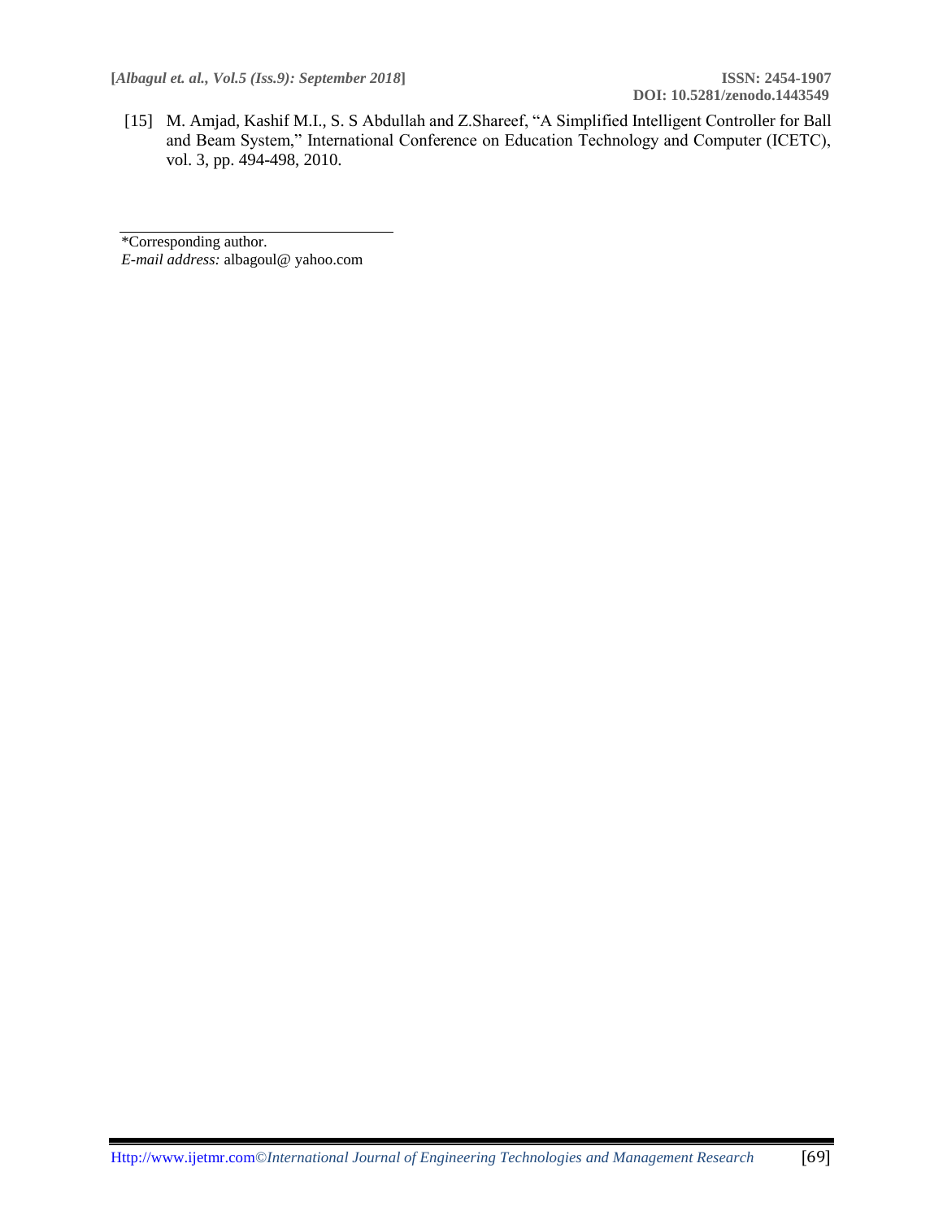[15] M. Amjad, Kashif M.I., S. S Abdullah and Z.Shareef, “A Simplified Intelligent Controller for Ball and Beam System,” International Conference on Education Technology and Computer (ICETC), vol. 3, pp. 494-498, 2010.

---

*Corresponding author.
*E-mail address:* albagoul@ yahoo.com